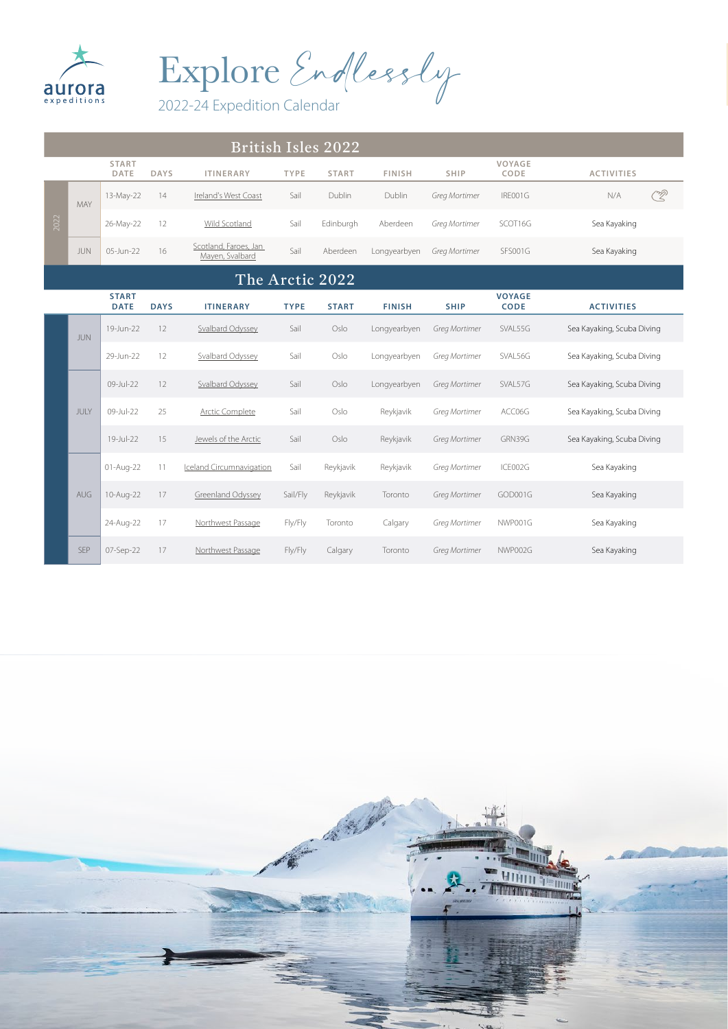aurora expeditions

# Explore Endlessly

2022-24 Expedition Calendar

## British Isles 2022

| | | START DATE | DAYS | ITINERARY | TYPE | START | FINISH | SHIP | VOYAGE CODE | ACTIVITIES |
|---|---|---|---|---|---|---|---|---|---|---|
| 2022 | MAY | 13-May-22 | 14 | Ireland's West Coast | Sail | Dublin | Dublin | *Greg Mortimer* | IRE001G | N/A |
| | | 26-May-22 | 12 | Wild Scotland | Sail | Edinburgh | Aberdeen | *Greg Mortimer* | SCOT16G | Sea Kayaking |
| | JUN | 05-Jun-22 | 16 | Scotland, Faroes, Jan Mayen, Svalbard | Sail | Aberdeen | Longyearbyen | *Greg Mortimer* | SFS001G | Sea Kayaking |

## The Arctic 2022

| | | START DATE | DAYS | ITINERARY | TYPE | START | FINISH | SHIP | VOYAGE CODE | ACTIVITIES |
|---|---|---|---|---|---|---|---|---|---|---|
| | JUN | 19-Jun-22 | 12 | Svalbard Odyssey | Sail | Oslo | Longyearbyen | *Greg Mortimer* | SVAL55G | Sea Kayaking, Scuba Diving |
| | | 29-Jun-22 | 12 | Svalbard Odyssey | Sail | Oslo | Longyearbyen | *Greg Mortimer* | SVAL56G | Sea Kayaking, Scuba Diving |
| | JULY | 09-Jul-22 | 12 | Svalbard Odyssey | Sail | Oslo | Longyearbyen | *Greg Mortimer* | SVAL57G | Sea Kayaking, Scuba Diving |
| | | 09-Jul-22 | 25 | Arctic Complete | Sail | Oslo | Reykjavik | *Greg Mortimer* | ACC06G | Sea Kayaking, Scuba Diving |
| | | 19-Jul-22 | 15 | Jewels of the Arctic | Sail | Oslo | Reykjavik | *Greg Mortimer* | GRN39G | Sea Kayaking, Scuba Diving |
| | AUG | 01-Aug-22 | 11 | Iceland Circumnavigation | Sail | Reykjavik | Reykjavik | *Greg Mortimer* | ICE002G | Sea Kayaking |
| | | 10-Aug-22 | 17 | Greenland Odyssey | Sail/Fly | Reykjavik | Toronto | *Greg Mortimer* | GOD001G | Sea Kayaking |
| | | 24-Aug-22 | 17 | Northwest Passage | Fly/Fly | Toronto | Calgary | *Greg Mortimer* | NWP001G | Sea Kayaking |
| | SEP | 07-Sep-22 | 17 | Northwest Passage | Fly/Fly | Calgary | Toronto | *Greg Mortimer* | NWP002G | Sea Kayaking |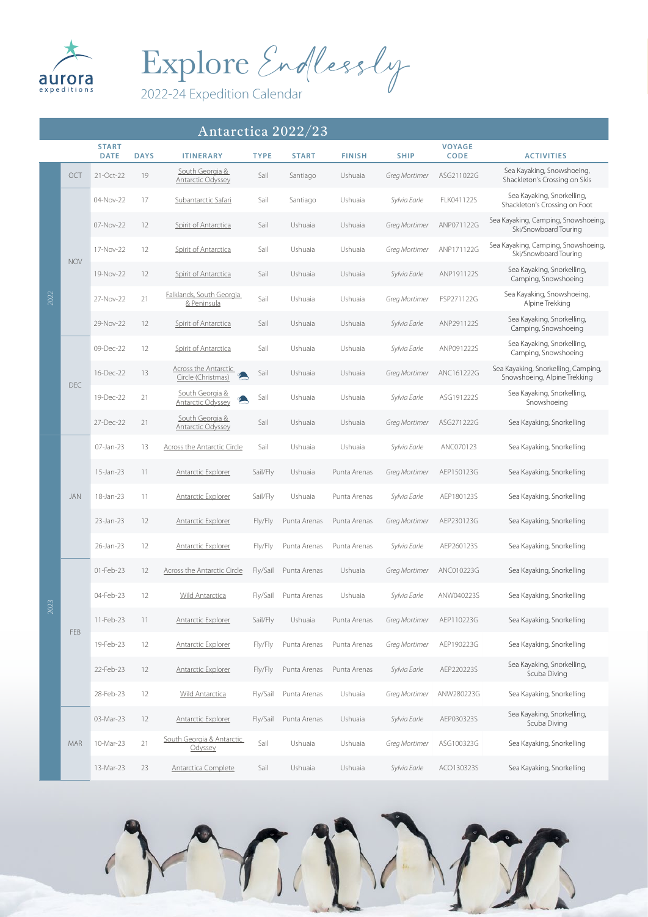# Explore Endlessly

2022-24 Expedition Calendar

## Antarctica 2022/23

| | | START DATE | DAYS | ITINERARY | TYPE | START | FINISH | SHIP | VOYAGE CODE | ACTIVITIES |
|---|---|---|---|---|---|---|---|---|---|---|
| 2022 | OCT | 21-Oct-22 | 19 | South Georgia & Antarctic Odyssey | Sail | Santiago | Ushuaia | *Greg Mortimer* | ASG211022G | Sea Kayaking, Snowshoeing, Shackleton's Crossing on Skis |
| | NOV | 04-Nov-22 | 17 | Subantarctic Safari | Sail | Santiago | Ushuaia | *Sylvia Earle* | FLK041122S | Sea Kayaking, Snorkelling, Shackleton's Crossing on Foot |
| | | 07-Nov-22 | 12 | Spirit of Antarctica | Sail | Ushuaia | Ushuaia | *Greg Mortimer* | ANP071122G | Sea Kayaking, Camping, Snowshoeing, Ski/Snowboard Touring |
| | | 17-Nov-22 | 12 | Spirit of Antarctica | Sail | Ushuaia | Ushuaia | *Greg Mortimer* | ANP171122G | Sea Kayaking, Camping, Snowshoeing, Ski/Snowboard Touring |
| | | 19-Nov-22 | 12 | Spirit of Antarctica | Sail | Ushuaia | Ushuaia | *Sylvia Earle* | ANP191122S | Sea Kayaking, Snorkelling, Camping, Snowshoeing |
| | | 27-Nov-22 | 21 | Falklands, South Georgia & Peninsula | Sail | Ushuaia | Ushuaia | *Greg Mortimer* | FSP271122G | Sea Kayaking, Snowshoeing, Alpine Trekking |
| | | 29-Nov-22 | 12 | Spirit of Antarctica | Sail | Ushuaia | Ushuaia | *Sylvia Earle* | ANP291122S | Sea Kayaking, Snorkelling, Camping, Snowshoeing |
| | DEC | 09-Dec-22 | 12 | Spirit of Antarctica | Sail | Ushuaia | Ushuaia | *Sylvia Earle* | ANP091222S | Sea Kayaking, Snorkelling, Camping, Snowshoeing |
| | | 16-Dec-22 | 13 | Across the Antarctic Circle (Christmas) | Sail | Ushuaia | Ushuaia | *Greg Mortimer* | ANC161222G | Sea Kayaking, Snorkelling, Camping, Snowshoeing, Alpine Trekking |
| | | 19-Dec-22 | 21 | South Georgia & Antarctic Odyssey | Sail | Ushuaia | Ushuaia | *Sylvia Earle* | ASG191222S | Sea Kayaking, Snorkelling, Snowshoeing |
| | | 27-Dec-22 | 21 | South Georgia & Antarctic Odyssey | Sail | Ushuaia | Ushuaia | *Greg Mortimer* | ASG271222G | Sea Kayaking, Snorkelling |
| 2023 | JAN | 07-Jan-23 | 13 | Across the Antarctic Circle | Sail | Ushuaia | Ushuaia | *Sylvia Earle* | ANC070123 | Sea Kayaking, Snorkelling |
| | | 15-Jan-23 | 11 | Antarctic Explorer | Sail/Fly | Ushuaia | Punta Arenas | *Greg Mortimer* | AEP150123G | Sea Kayaking, Snorkelling |
| | | 18-Jan-23 | 11 | Antarctic Explorer | Sail/Fly | Ushuaia | Punta Arenas | *Sylvia Earle* | AEP180123S | Sea Kayaking, Snorkelling |
| | | 23-Jan-23 | 12 | Antarctic Explorer | Fly/Fly | Punta Arenas | Punta Arenas | *Greg Mortimer* | AEP230123G | Sea Kayaking, Snorkelling |
| | | 26-Jan-23 | 12 | Antarctic Explorer | Fly/Fly | Punta Arenas | Punta Arenas | *Sylvia Earle* | AEP260123S | Sea Kayaking, Snorkelling |
| | FEB | 01-Feb-23 | 12 | Across the Antarctic Circle | Fly/Sail | Punta Arenas | Ushuaia | *Greg Mortimer* | ANC010223G | Sea Kayaking, Snorkelling |
| | | 04-Feb-23 | 12 | Wild Antarctica | Fly/Sail | Punta Arenas | Ushuaia | *Sylvia Earle* | ANW040223S | Sea Kayaking, Snorkelling |
| | | 11-Feb-23 | 11 | Antarctic Explorer | Sail/Fly | Ushuaia | Punta Arenas | *Greg Mortimer* | AEP110223G | Sea Kayaking, Snorkelling |
| | | 19-Feb-23 | 12 | Antarctic Explorer | Fly/Fly | Punta Arenas | Punta Arenas | *Greg Mortimer* | AEP190223G | Sea Kayaking, Snorkelling |
| | | 22-Feb-23 | 12 | Antarctic Explorer | Fly/Fly | Punta Arenas | Punta Arenas | *Sylvia Earle* | AEP220223S | Sea Kayaking, Snorkelling, Scuba Diving |
| | | 28-Feb-23 | 12 | Wild Antarctica | Fly/Sail | Punta Arenas | Ushuaia | *Greg Mortimer* | ANW280223G | Sea Kayaking, Snorkelling |
| | MAR | 03-Mar-23 | 12 | Antarctic Explorer | Fly/Sail | Punta Arenas | Ushuaia | *Sylvia Earle* | AEP030323S | Sea Kayaking, Snorkelling, Scuba Diving |
| | | 10-Mar-23 | 21 | South Georgia & Antarctic Odyssey | Sail | Ushuaia | Ushuaia | *Greg Mortimer* | ASG100323G | Sea Kayaking, Snorkelling |
| | | 13-Mar-23 | 23 | Antarctica Complete | Sail | Ushuaia | Ushuaia | *Sylvia Earle* | ACO130323S | Sea Kayaking, Snorkelling |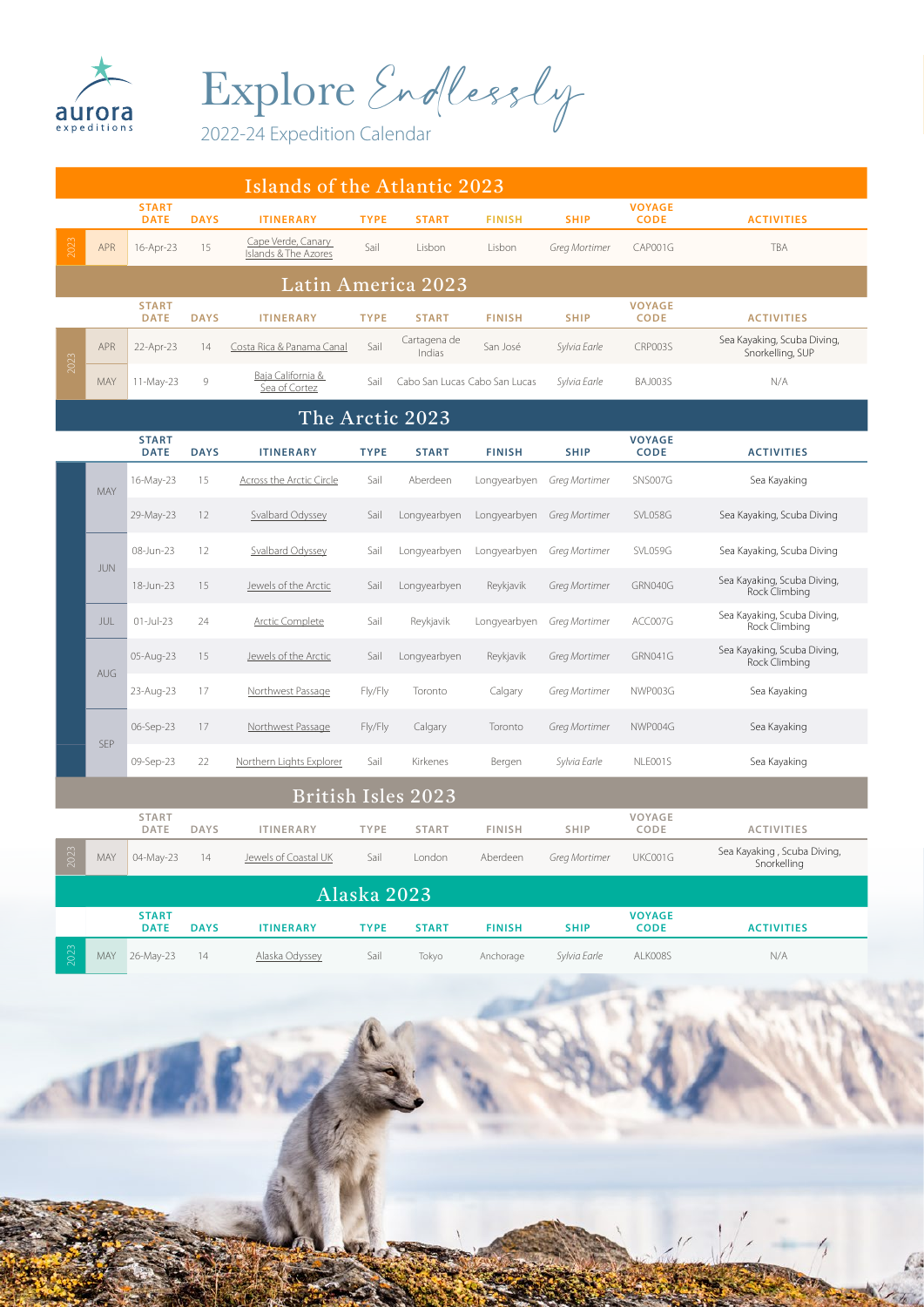# Explore *Endlessly*

2022-24 Expedition Calendar

## Islands of the Atlantic 2023

| | | START DATE | DAYS | ITINERARY | TYPE | START | FINISH | SHIP | VOYAGE CODE | ACTIVITIES |
|---|---|---|---|---|---|---|---|---|---|---|
| 2023 | APR | 16-Apr-23 | 15 | Cape Verde, Canary Islands & The Azores | Sail | Lisbon | Lisbon | *Greg Mortimer* | CAP001G | TBA |

## Latin America 2023

| | | START DATE | DAYS | ITINERARY | TYPE | START | FINISH | SHIP | VOYAGE CODE | ACTIVITIES |
|---|---|---|---|---|---|---|---|---|---|---|
| 2023 | APR | 22-Apr-23 | 14 | Costa Rica & Panama Canal | Sail | Cartagena de Indias | San José | *Sylvia Earle* | CRP003S | Sea Kayaking, Scuba Diving, Snorkelling, SUP |
| | MAY | 11-May-23 | 9 | Baja California & Sea of Cortez | Sail | Cabo San Lucas | Cabo San Lucas | *Sylvia Earle* | BAJ003S | N/A |

## The Arctic 2023

| | | START DATE | DAYS | ITINERARY | TYPE | START | FINISH | SHIP | VOYAGE CODE | ACTIVITIES |
|---|---|---|---|---|---|---|---|---|---|---|
| | MAY | 16-May-23 | 15 | Across the Arctic Circle | Sail | Aberdeen | Longyearbyen | *Greg Mortimer* | SNS007G | Sea Kayaking |
| | | 29-May-23 | 12 | Svalbard Odyssey | Sail | Longyearbyen | Longyearbyen | *Greg Mortimer* | SVL058G | Sea Kayaking, Scuba Diving |
| | JUN | 08-Jun-23 | 12 | Svalbard Odyssey | Sail | Longyearbyen | Longyearbyen | *Greg Mortimer* | SVL059G | Sea Kayaking, Scuba Diving |
| | | 18-Jun-23 | 15 | Jewels of the Arctic | Sail | Longyearbyen | Reykjavik | *Greg Mortimer* | GRN040G | Sea Kayaking, Scuba Diving, Rock Climbing |
| | JUL | 01-Jul-23 | 24 | Arctic Complete | Sail | Reykjavik | Longyearbyen | *Greg Mortimer* | ACC007G | Sea Kayaking, Scuba Diving, Rock Climbing |
| | AUG | 05-Aug-23 | 15 | Jewels of the Arctic | Sail | Longyearbyen | Reykjavik | *Greg Mortimer* | GRN041G | Sea Kayaking, Scuba Diving, Rock Climbing |
| | | 23-Aug-23 | 17 | Northwest Passage | Fly/Fly | Toronto | Calgary | *Greg Mortimer* | NWP003G | Sea Kayaking |
| | SEP | 06-Sep-23 | 17 | Northwest Passage | Fly/Fly | Calgary | Toronto | *Greg Mortimer* | NWP004G | Sea Kayaking |
| | | 09-Sep-23 | 22 | Northern Lights Explorer | Sail | Kirkenes | Bergen | *Sylvia Earle* | NLE001S | Sea Kayaking |

## British Isles 2023

| | | START DATE | DAYS | ITINERARY | TYPE | START | FINISH | SHIP | VOYAGE CODE | ACTIVITIES |
|---|---|---|---|---|---|---|---|---|---|---|
| 2023 | MAY | 04-May-23 | 14 | Jewels of Coastal UK | Sail | London | Aberdeen | *Greg Mortimer* | UKC001G | Sea Kayaking , Scuba Diving, Snorkelling |

## Alaska 2023

| | | START DATE | DAYS | ITINERARY | TYPE | START | FINISH | SHIP | VOYAGE CODE | ACTIVITIES |
|---|---|---|---|---|---|---|---|---|---|---|
| 2023 | MAY | 26-May-23 | 14 | Alaska Odyssey | Sail | Tokyo | Anchorage | *Sylvia Earle* | ALK008S | N/A |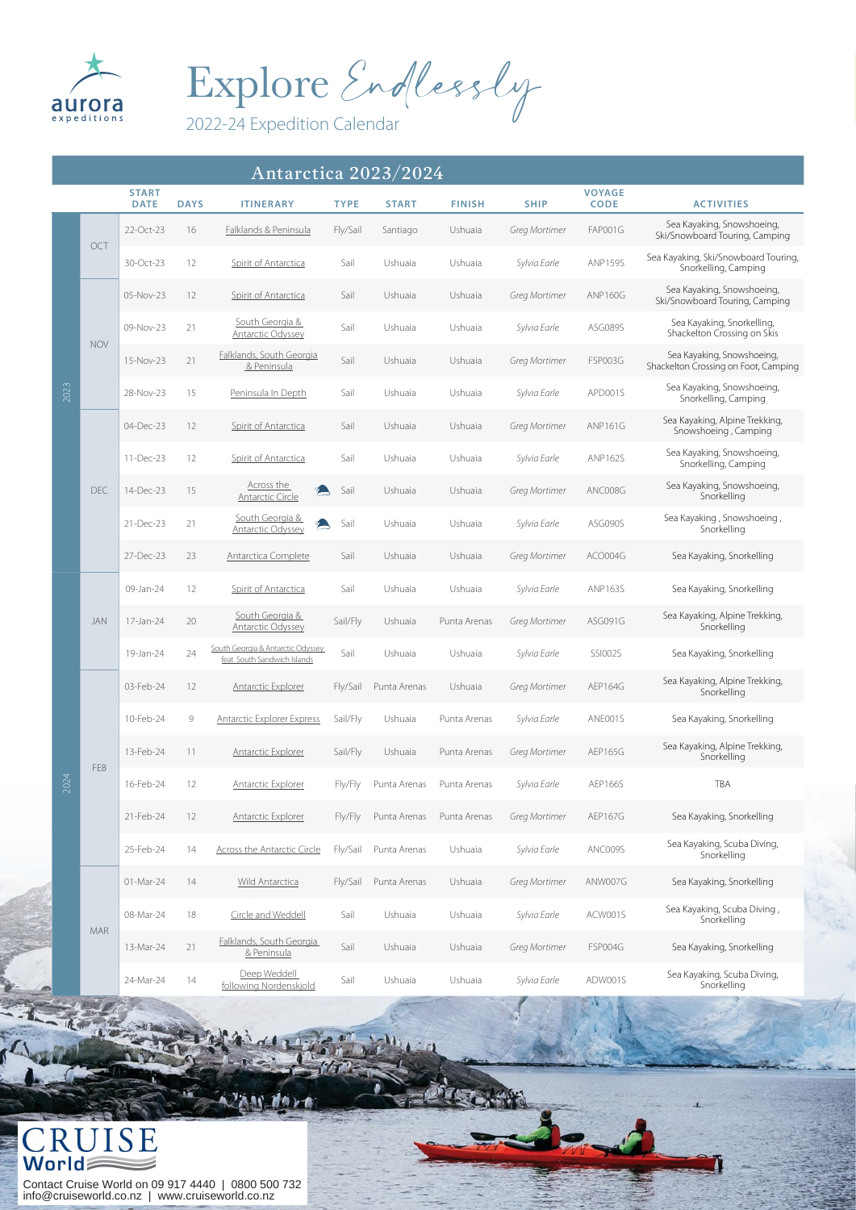aurora expeditions

# Explore Endlessly

2022-24 Expedition Calendar

## Antarctica 2023/2024

| | | START DATE | DAYS | ITINERARY | TYPE | START | FINISH | SHIP | VOYAGE CODE | ACTIVITIES |
|---|---|---|---|---|---|---|---|---|---|---|
| 2023 | OCT | 22-Oct-23 | 16 | Falklands & Peninsula | Fly/Sail | Santiago | Ushuaia | *Greg Mortimer* | FAP001G | Sea Kayaking, Snowshoeing, Ski/Snowboard Touring, Camping |
| | | 30-Oct-23 | 12 | Spirit of Antarctica | Sail | Ushuaia | Ushuaia | *Sylvia Earle* | ANP159S | Sea Kayaking, Ski/Snowboard Touring, Snorkelling, Camping |
| | NOV | 05-Nov-23 | 12 | Spirit of Antarctica | Sail | Ushuaia | Ushuaia | *Greg Mortimer* | ANP160G | Sea Kayaking, Snowshoeing, Ski/Snowboard Touring, Camping |
| | | 09-Nov-23 | 21 | South Georgia & Antarctic Odyssey | Sail | Ushuaia | Ushuaia | *Sylvia Earle* | ASG089S | Sea Kayaking, Snorkelling, Shackelton Crossing on Skis |
| | | 15-Nov-23 | 21 | Falklands, South Georgia & Peninsula | Sail | Ushuaia | Ushuaia | *Greg Mortimer* | FSP003G | Sea Kayaking, Snowshoeing, Shackelton Crossing on Foot, Camping |
| | | 28-Nov-23 | 15 | Peninsula In Depth | Sail | Ushuaia | Ushuaia | *Sylvia Earle* | APD001S | Sea Kayaking, Snowshoeing, Snorkelling, Camping |
| | DEC | 04-Dec-23 | 12 | Spirit of Antarctica | Sail | Ushuaia | Ushuaia | *Greg Mortimer* | ANP161G | Sea Kayaking, Alpine Trekking, Snowshoeing , Camping |
| | | 11-Dec-23 | 12 | Spirit of Antarctica | Sail | Ushuaia | Ushuaia | *Sylvia Earle* | ANP162S | Sea Kayaking, Snowshoeing, Snorkelling, Camping |
| | | 14-Dec-23 | 15 | Across the Antarctic Circle | Sail | Ushuaia | Ushuaia | *Greg Mortimer* | ANC008G | Sea Kayaking, Snowshoeing, Snorkelling |
| | | 21-Dec-23 | 21 | South Georgia & Antarctic Odyssey | Sail | Ushuaia | Ushuaia | *Sylvia Earle* | ASG090S | Sea Kayaking , Snowshoeing , Snorkelling |
| | | 27-Dec-23 | 23 | Antarctica Complete | Sail | Ushuaia | Ushuaia | *Greg Mortimer* | ACO004G | Sea Kayaking, Snorkelling |
| 2024 | JAN | 09-Jan-24 | 12 | Spirit of Antarctica | Sail | Ushuaia | Ushuaia | *Sylvia Earle* | ANP163S | Sea Kayaking, Snorkelling |
| | | 17-Jan-24 | 20 | South Georgia & Antarctic Odyssey | Sail/Fly | Ushuaia | Punta Arenas | *Greg Mortimer* | ASG091G | Sea Kayaking, Alpine Trekking, Snorkelling |
| | | 19-Jan-24 | 24 | South Georgia & Antarctic Odyssey feat. South Sandwich Islands | Sail | Ushuaia | Ushuaia | *Sylvia Earle* | SSI002S | Sea Kayaking, Snorkelling |
| | FEB | 03-Feb-24 | 12 | Antarctic Explorer | Fly/Sail | Punta Arenas | Ushuaia | *Greg Mortimer* | AEP164G | Sea Kayaking, Alpine Trekking, Snorkelling |
| | | 10-Feb-24 | 9 | Antarctic Explorer Express | Sail/Fly | Ushuaia | Punta Arenas | *Sylvia Earle* | ANE001S | Sea Kayaking, Snorkelling |
| | | 13-Feb-24 | 11 | Antarctic Explorer | Sail/Fly | Ushuaia | Punta Arenas | *Greg Mortimer* | AEP165G | Sea Kayaking, Alpine Trekking, Snorkelling |
| | | 16-Feb-24 | 12 | Antarctic Explorer | Fly/Fly | Punta Arenas | Punta Arenas | *Sylvia Earle* | AEP166S | TBA |
| | | 21-Feb-24 | 12 | Antarctic Explorer | Fly/Fly | Punta Arenas | Punta Arenas | *Greg Mortimer* | AEP167G | Sea Kayaking, Snorkelling |
| | | 25-Feb-24 | 14 | Across the Antarctic Circle | Fly/Sail | Punta Arenas | Ushuaia | *Sylvia Earle* | ANC009S | Sea Kayaking, Scuba Diving, Snorkelling |
| | MAR | 01-Mar-24 | 14 | Wild Antarctica | Fly/Sail | Punta Arenas | Ushuaia | *Greg Mortimer* | ANW007G | Sea Kayaking, Snorkelling |
| | | 08-Mar-24 | 18 | Circle and Weddell | Sail | Ushuaia | Ushuaia | *Sylvia Earle* | ACW001S | Sea Kayaking, Scuba Diving , Snorkelling |
| | | 13-Mar-24 | 21 | Falklands, South Georgia & Peninsula | Sail | Ushuaia | Ushuaia | *Greg Mortimer* | FSP004G | Sea Kayaking, Snorkelling |
| | | 24-Mar-24 | 14 | Deep Weddell following Nordenskjold | Sail | Ushuaia | Ushuaia | *Sylvia Earle* | ADW001S | Sea Kayaking, Scuba Diving, Snorkelling |

CRUISE World

Contact Cruise World on 09 917 4440 | 0800 500 732
info@cruiseworld.co.nz | www.cruiseworld.co.nz